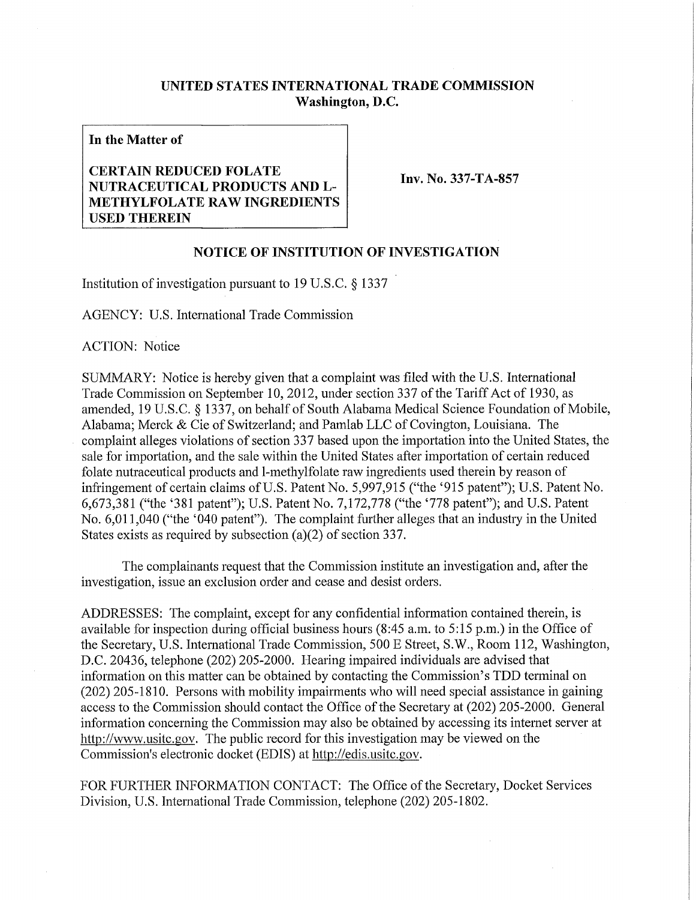**UNITED STATES INTERNATIONAL TRADE COMMISSION**
**Washington, D.C.**

**In the Matter of**

**CERTAIN REDUCED FOLATE NUTRACEUTICAL PRODUCTS AND L-METHYLFOLATE RAW INGREDIENTS USED THEREIN**

**Inv. No. 337-TA-857**

## NOTICE OF INSTITUTION OF INVESTIGATION

Institution of investigation pursuant to 19 U.S.C. § 1337

AGENCY: U.S. International Trade Commission

ACTION: Notice

SUMMARY: Notice is hereby given that a complaint was filed with the U.S. International Trade Commission on September 10, 2012, under section 337 of the Tariff Act of 1930, as amended, 19 U.S.C. § 1337, on behalf of South Alabama Medical Science Foundation of Mobile, Alabama; Merck & Cie of Switzerland; and Pamlab LLC of Covington, Louisiana. The complaint alleges violations of section 337 based upon the importation into the United States, the sale for importation, and the sale within the United States after importation of certain reduced folate nutraceutical products and l-methylfolate raw ingredients used therein by reason of infringement of certain claims of U.S. Patent No. 5,997,915 ("the '915 patent"); U.S. Patent No. 6,673,381 ("the '381 patent"); U.S. Patent No. 7,172,778 ("the '778 patent"); and U.S. Patent No. 6,011,040 ("the '040 patent"). The complaint further alleges that an industry in the United States exists as required by subsection (a)(2) of section 337.

The complainants request that the Commission institute an investigation and, after the investigation, issue an exclusion order and cease and desist orders.

ADDRESSES: The complaint, except for any confidential information contained therein, is available for inspection during official business hours (8:45 a.m. to 5:15 p.m.) in the Office of the Secretary, U.S. International Trade Commission, 500 E Street, S.W., Room 112, Washington, D.C. 20436, telephone (202) 205-2000. Hearing impaired individuals are advised that information on this matter can be obtained by contacting the Commission's TDD terminal on (202) 205-1810. Persons with mobility impairments who will need special assistance in gaining access to the Commission should contact the Office of the Secretary at (202) 205-2000. General information concerning the Commission may also be obtained by accessing its internet server at http://www.usitc.gov. The public record for this investigation may be viewed on the Commission's electronic docket (EDIS) at http://edis.usitc.gov.

FOR FURTHER INFORMATION CONTACT: The Office of the Secretary, Docket Services Division, U.S. International Trade Commission, telephone (202) 205-1802.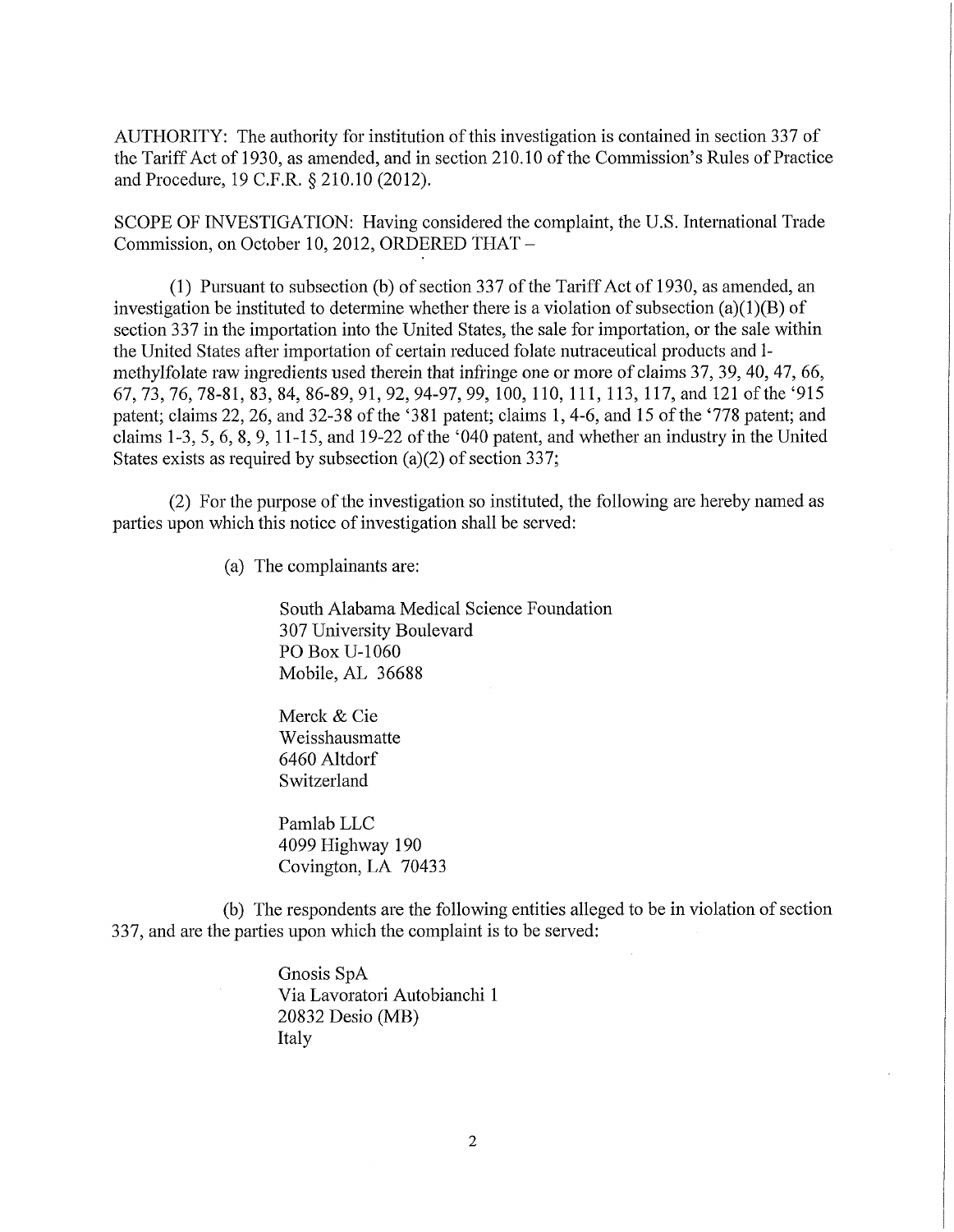AUTHORITY: The authority for institution of this investigation is contained in section 337 of the Tariff Act of 1930, as amended, and in section 210.10 of the Commission's Rules of Practice and Procedure, 19 C.F.R. § 210.10 (2012).

SCOPE OF INVESTIGATION: Having considered the complaint, the U.S. International Trade Commission, on October 10, 2012, ORDERED THAT –

(1) Pursuant to subsection (b) of section 337 of the Tariff Act of 1930, as amended, an investigation be instituted to determine whether there is a violation of subsection (a)(1)(B) of section 337 in the importation into the United States, the sale for importation, or the sale within the United States after importation of certain reduced folate nutraceutical products and l-methylfolate raw ingredients used therein that infringe one or more of claims 37, 39, 40, 47, 66, 67, 73, 76, 78-81, 83, 84, 86-89, 91, 92, 94-97, 99, 100, 110, 111, 113, 117, and 121 of the '915 patent; claims 22, 26, and 32-38 of the '381 patent; claims 1, 4-6, and 15 of the '778 patent; and claims 1-3, 5, 6, 8, 9, 11-15, and 19-22 of the '040 patent, and whether an industry in the United States exists as required by subsection (a)(2) of section 337;

(2) For the purpose of the investigation so instituted, the following are hereby named as parties upon which this notice of investigation shall be served:

(a) The complainants are:

South Alabama Medical Science Foundation
307 University Boulevard
PO Box U-1060
Mobile, AL 36688

Merck & Cie
Weisshausmatte
6460 Altdorf
Switzerland

Pamlab LLC
4099 Highway 190
Covington, LA 70433

(b) The respondents are the following entities alleged to be in violation of section 337, and are the parties upon which the complaint is to be served:

Gnosis SpA
Via Lavoratori Autobianchi 1
20832 Desio (MB)
Italy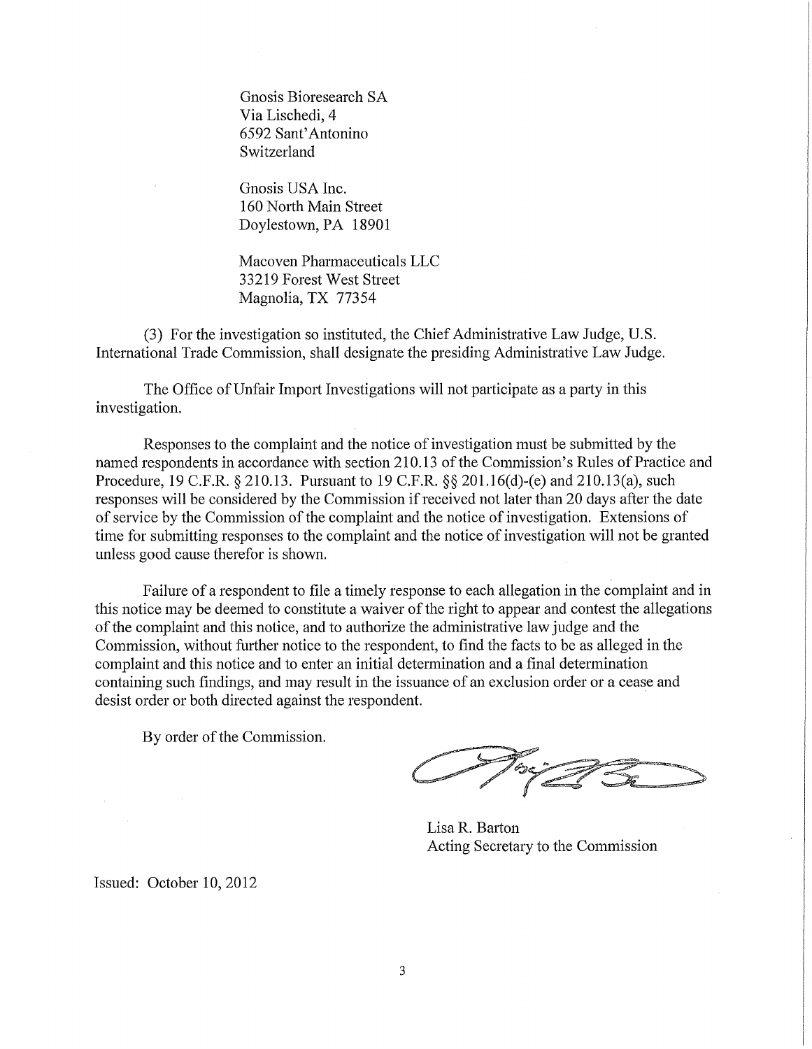Gnosis Bioresearch SA
Via Lischedi, 4
6592 Sant'Antonino
Switzerland

Gnosis USA Inc.
160 North Main Street
Doylestown, PA 18901

Macoven Pharmaceuticals LLC
33219 Forest West Street
Magnolia, TX 77354

(3) For the investigation so instituted, the Chief Administrative Law Judge, U.S. International Trade Commission, shall designate the presiding Administrative Law Judge.

The Office of Unfair Import Investigations will not participate as a party in this investigation.

Responses to the complaint and the notice of investigation must be submitted by the named respondents in accordance with section 210.13 of the Commission's Rules of Practice and Procedure, 19 C.F.R. § 210.13. Pursuant to 19 C.F.R. §§ 201.16(d)-(e) and 210.13(a), such responses will be considered by the Commission if received not later than 20 days after the date of service by the Commission of the complaint and the notice of investigation. Extensions of time for submitting responses to the complaint and the notice of investigation will not be granted unless good cause therefor is shown.

Failure of a respondent to file a timely response to each allegation in the complaint and in this notice may be deemed to constitute a waiver of the right to appear and contest the allegations of the complaint and this notice, and to authorize the administrative law judge and the Commission, without further notice to the respondent, to find the facts to be as alleged in the complaint and this notice and to enter an initial determination and a final determination containing such findings, and may result in the issuance of an exclusion order or a cease and desist order or both directed against the respondent.

By order of the Commission.

Lisa R. Barton
Acting Secretary to the Commission

Issued: October 10, 2012